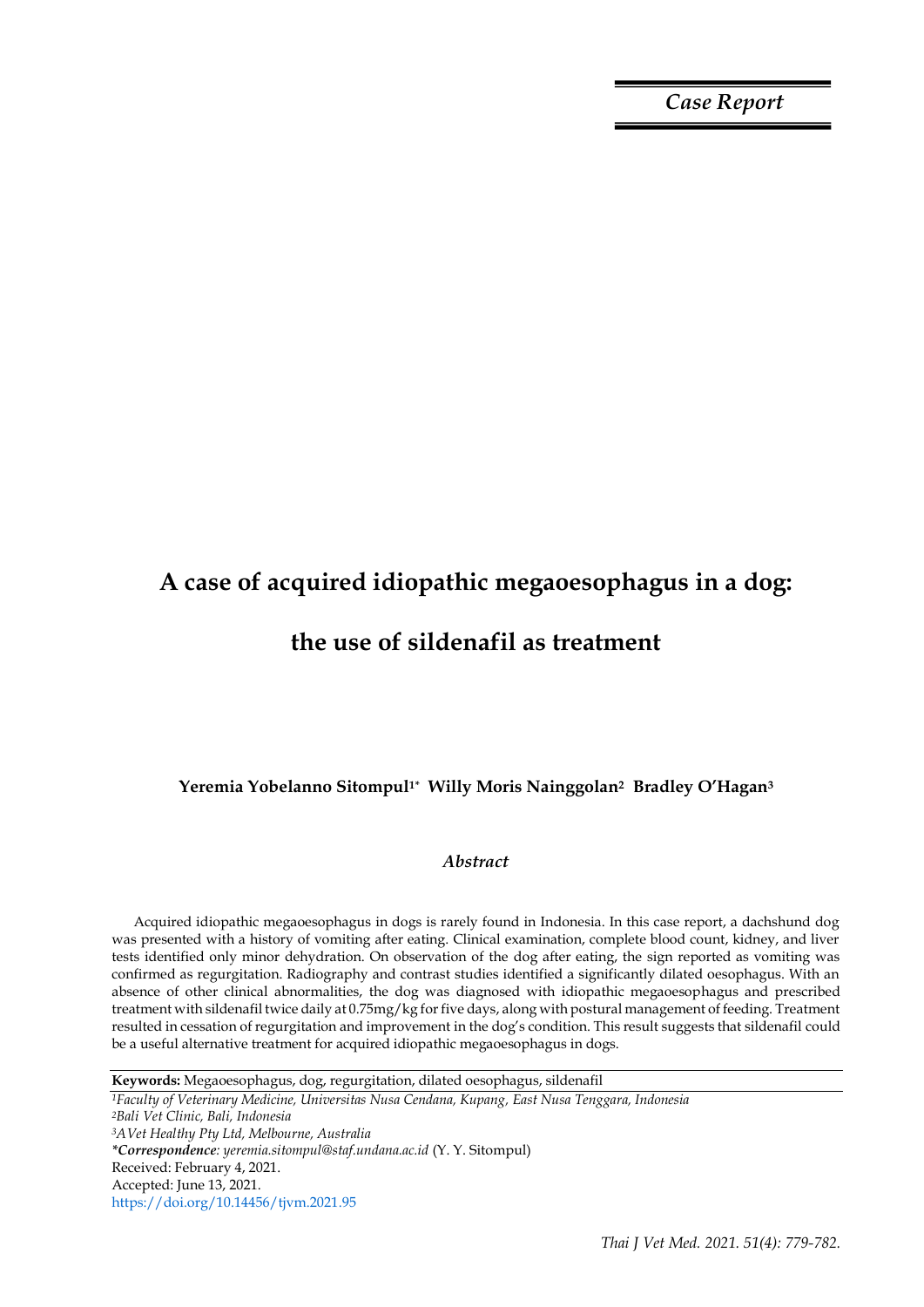*Case Report*

# A case of acquired idiopathic megaoesophagus in a dog: the use of sildenafil as treatment

**Yeremia Yobelanno Sitompul[1*] Willy Moris Nainggolan[2] Bradley O'Hagan[3]**

## *Abstract*

Acquired idiopathic megaoesophagus in dogs is rarely found in Indonesia. In this case report, a dachshund dog was presented with a history of vomiting after eating. Clinical examination, complete blood count, kidney, and liver tests identified only minor dehydration. On observation of the dog after eating, the sign reported as vomiting was confirmed as regurgitation. Radiography and contrast studies identified a significantly dilated oesophagus. With an absence of other clinical abnormalities, the dog was diagnosed with idiopathic megaoesophagus and prescribed treatment with sildenafil twice daily at 0.75mg/kg for five days, along with postural management of feeding. Treatment resulted in cessation of regurgitation and improvement in the dog's condition. This result suggests that sildenafil could be a useful alternative treatment for acquired idiopathic megaoesophagus in dogs.

**Keywords:** Megaoesophagus, dog, regurgitation, dilated oesophagus, sildenafil

[1]*Faculty of Veterinary Medicine, Universitas Nusa Cendana, Kupang, East Nusa Tenggara, Indonesia*
[2]*Bali Vet Clinic, Bali, Indonesia*
[3]*AVet Healthy Pty Ltd, Melbourne, Australia*
***Correspondence**: yeremia.sitompul@staf.undana.ac.id* (Y. Y. Sitompul)
Received: February 4, 2021.
Accepted: June 13, 2021.
https://doi.org/10.14456/tjvm.2021.95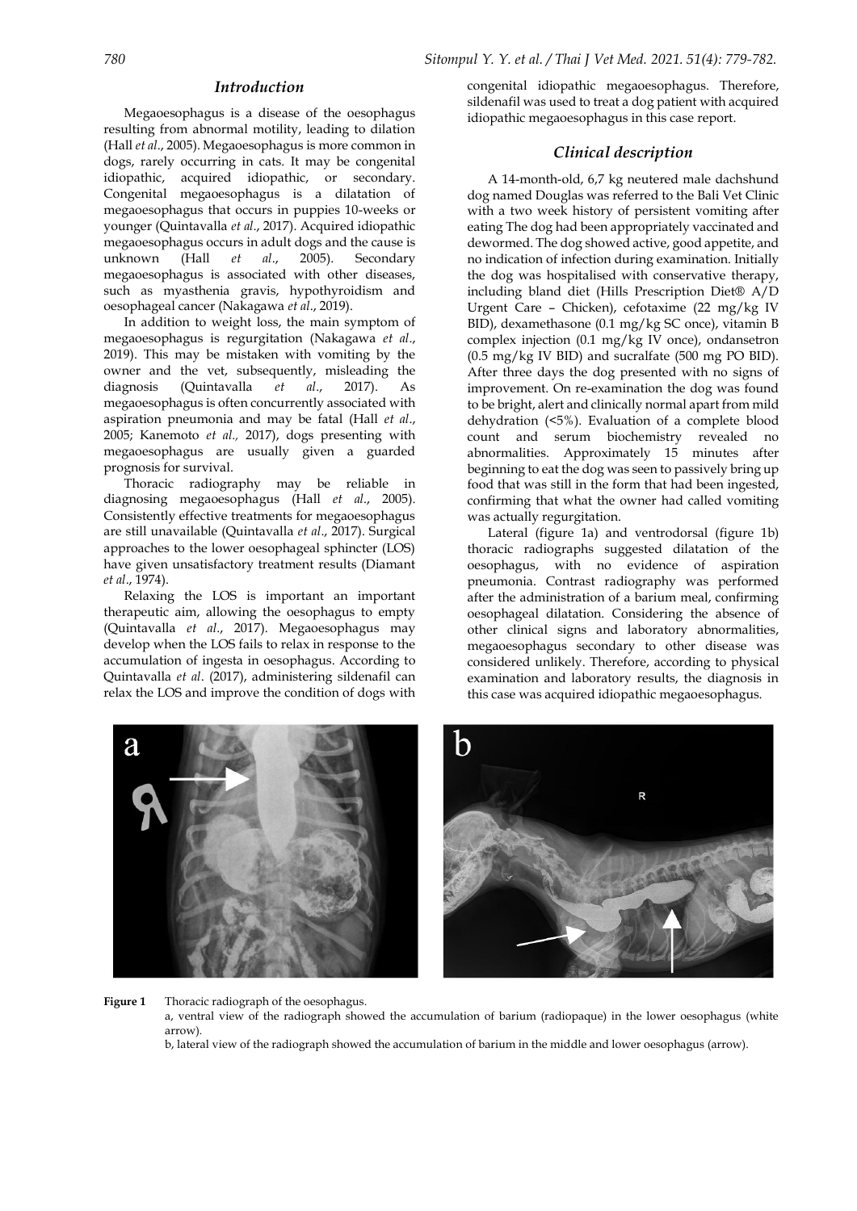## Introduction

Megaoesophagus is a disease of the oesophagus resulting from abnormal motility, leading to dilation (Hall *et al*., 2005). Megaoesophagus is more common in dogs, rarely occurring in cats. It may be congenital idiopathic, acquired idiopathic, or secondary. Congenital megaoesophagus is a dilatation of megaoesophagus that occurs in puppies 10-weeks or younger (Quintavalla *et al*., 2017). Acquired idiopathic megaoesophagus occurs in adult dogs and the cause is unknown (Hall *et al*., 2005). Secondary megaoesophagus is associated with other diseases, such as myasthenia gravis, hypothyroidism and oesophageal cancer (Nakagawa *et al*., 2019).

In addition to weight loss, the main symptom of megaoesophagus is regurgitation (Nakagawa *et al*., 2019). This may be mistaken with vomiting by the owner and the vet, subsequently, misleading the diagnosis (Quintavalla *et al*., 2017). As megaoesophagus is often concurrently associated with aspiration pneumonia and may be fatal (Hall *et al*., 2005; Kanemoto *et al*., 2017), dogs presenting with megaoesophagus are usually given a guarded prognosis for survival.

Thoracic radiography may be reliable in diagnosing megaoesophagus (Hall *et al*., 2005). Consistently effective treatments for megaoesophagus are still unavailable (Quintavalla *et al*., 2017). Surgical approaches to the lower oesophageal sphincter (LOS) have given unsatisfactory treatment results (Diamant *et al*., 1974).

Relaxing the LOS is important an important therapeutic aim, allowing the oesophagus to empty (Quintavalla *et al*., 2017). Megaoesophagus may develop when the LOS fails to relax in response to the accumulation of ingesta in oesophagus. According to Quintavalla *et al*. (2017), administering sildenafil can relax the LOS and improve the condition of dogs with congenital idiopathic megaoesophagus. Therefore, sildenafil was used to treat a dog patient with acquired idiopathic megaoesophagus in this case report.

## Clinical description

A 14-month-old, 6,7 kg neutered male dachshund dog named Douglas was referred to the Bali Vet Clinic with a two week history of persistent vomiting after eating The dog had been appropriately vaccinated and dewormed. The dog showed active, good appetite, and no indication of infection during examination. Initially the dog was hospitalised with conservative therapy, including bland diet (Hills Prescription Diet® A/D Urgent Care – Chicken), cefotaxime (22 mg/kg IV BID), dexamethasone (0.1 mg/kg SC once), vitamin B complex injection (0.1 mg/kg IV once), ondansetron (0.5 mg/kg IV BID) and sucralfate (500 mg PO BID). After three days the dog presented with no signs of improvement. On re-examination the dog was found to be bright, alert and clinically normal apart from mild dehydration (<5%). Evaluation of a complete blood count and serum biochemistry revealed no abnormalities. Approximately 15 minutes after beginning to eat the dog was seen to passively bring up food that was still in the form that had been ingested, confirming that what the owner had called vomiting was actually regurgitation.

Lateral (figure 1a) and ventrodorsal (figure 1b) thoracic radiographs suggested dilatation of the oesophagus, with no evidence of aspiration pneumonia. Contrast radiography was performed after the administration of a barium meal, confirming oesophageal dilatation. Considering the absence of other clinical signs and laboratory abnormalities, megaoesophagus secondary to other disease was considered unlikely. Therefore, according to physical examination and laboratory results, the diagnosis in this case was acquired idiopathic megaoesophagus.

**Figure 1** Thoracic radiograph of the oesophagus.
a, ventral view of the radiograph showed the accumulation of barium (radiopaque) in the lower oesophagus (white arrow).
b, lateral view of the radiograph showed the accumulation of barium in the middle and lower oesophagus (arrow).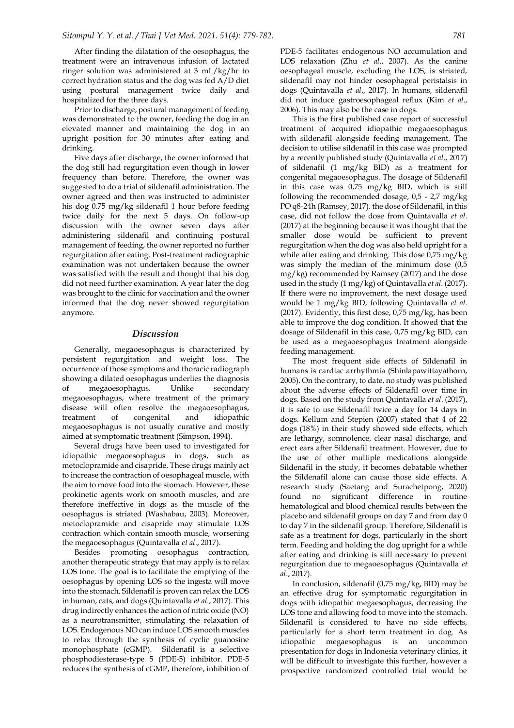After finding the dilatation of the oesophagus, the treatment were an intravenous infusion of lactated ringer solution was administered at 3 mL/kg/hr to correct hydration status and the dog was fed A/D diet using postural management twice daily and hospitalized for the three days.

Prior to discharge, postural management of feeding was demonstrated to the owner, feeding the dog in an elevated manner and maintaining the dog in an upright position for 30 minutes after eating and drinking.

Five days after discharge, the owner informed that the dog still had regurgitation even though in lower frequency than before. Therefore, the owner was suggested to do a trial of sildenafil administration. The owner agreed and then was instructed to administer his dog 0.75 mg/kg sildenafil 1 hour before feeding twice daily for the next 5 days. On follow-up discussion with the owner seven days after administering sildenafil and continuing postural management of feeding, the owner reported no further regurgitation after eating. Post-treatment radiographic examination was not undertaken because the owner was satisfied with the result and thought that his dog did not need further examination. A year later the dog was brought to the clinic for vaccination and the owner informed that the dog never showed regurgitation anymore.

## Discussion

Generally, megaoesophagus is characterized by persistent regurgitation and weight loss. The occurrence of those symptoms and thoracic radiograph showing a dilated oesophagus underlies the diagnosis of megaoesophagus. Unlike secondary megaoesophagus, where treatment of the primary disease will often resolve the megaoesophagus, treatment of congenital and idiopathic megaoesophagus is not usually curative and mostly aimed at symptomatic treatment (Simpson, 1994).

Several drugs have been used to investigated for idiopathic megaoesophagus in dogs, such as metoclopramide and cisapride. These drugs mainly act to increase the contraction of oesophageal muscle, with the aim to move food into the stomach. However, these prokinetic agents work on smooth muscles, and are therefore ineffective in dogs as the muscle of the oesophagus is striated (Washabau, 2003). Moreover, metoclopramide and cisapride may stimulate LOS contraction which contain smooth muscle, worsening the megaoesophagus (Quintavalla *et al*., 2017).

Besides promoting oesophagus contraction, another therapeutic strategy that may apply is to relax LOS tone. The goal is to facilitate the emptying of the oesophagus by opening LOS so the ingesta will move into the stomach. Sildenafil is proven can relax the LOS in human, cats, and dogs (Quintavalla *et al*., 2017). This drug indirectly enhances the action of nitric oxide (NO) as a neurotransmitter, stimulating the relaxation of LOS. Endogenous NO can induce LOS smooth muscles to relax through the synthesis of cyclic guanosine monophosphate (cGMP). Sildenafil is a selective phosphodiesterase-type 5 (PDE-5) inhibitor. PDE-5 reduces the synthesis of cGMP, therefore, inhibition of PDE-5 facilitates endogenous NO accumulation and LOS relaxation (Zhu *et al*., 2007). As the canine oesophageal muscle, excluding the LOS, is striated, sildenafil may not hinder oesophageal peristalsis in dogs (Quintavalla *et al*., 2017). In humans, sildenafil did not induce gastroesophageal reflux (Kim *et al*., 2006). This may also be the case in dogs.

This is the first published case report of successful treatment of acquired idiopathic megaoesophagus with sildenafil alongside feeding management. The decision to utilise sildenafil in this case was prompted by a recently published study (Quintavalla *et al*., 2017) of sildenafil (1 mg/kg BID) as a treatment for congenital megaoesophagus. The dosage of Sildenafil in this case was 0,75 mg/kg BID, which is still following the recommended dosage, 0,5 - 2,7 mg/kg PO q8-24h (Ramsey, 2017). the dose of Sildenafil, in this case, did not follow the dose from Quintavalla *et al*. (2017) at the beginning because it was thought that the smaller dose would be sufficient to prevent regurgitation when the dog was also held upright for a while after eating and drinking. This dose 0,75 mg/kg was simply the median of the minimum dose (0,5 mg/kg) recommended by Ramsey (2017) and the dose used in the study (1 mg/kg) of Quintavalla *et al*. (2017). If there were no improvement, the next dosage used would be 1 mg/kg BID, following Quintavalla *et al.* (2017). Evidently, this first dose, 0,75 mg/kg, has been able to improve the dog condition. It showed that the dosage of Sildenafil in this case, 0,75 mg/kg BID, can be used as a megaoesophagus treatment alongside feeding management.

The most frequent side effects of Sildenafil in humans is cardiac arrhythmia (Shinlapawittayathorn, 2005). On the contrary, to date, no study was published about the adverse effects of Sildenafil over time in dogs. Based on the study from Quintavalla *et al*. (2017), it is safe to use Sildenafil twice a day for 14 days in dogs. Kellum and Stepien (2007) stated that 4 of 22 dogs (18%) in their study showed side effects, which are lethargy, somnolence, clear nasal discharge, and erect ears after Sildenafil treatment. However, due to the use of other multiple medications alongside Sildenafil in the study, it becomes debatable whether the Sildenafil alone can cause those side effects. A research study (Saetang and Surachetpong, 2020) found no significant difference in routine hematological and blood chemical results between the placebo and sildenafil groups on day 7 and from day 0 to day 7 in the sildenafil group. Therefore, Sildenafil is safe as a treatment for dogs, particularly in the short term. Feeding and holding the dog upright for a while after eating and drinking is still necessary to prevent regurgitation due to megaoesophagus (Quintavalla *et al*., 2017).

In conclusion, sildenafil (0,75 mg/kg, BID) may be an effective drug for symptomatic regurgitation in dogs with idiopathic megaesophagus, decreasing the LOS tone and allowing food to move into the stomach. Sildenafil is considered to have no side effects, particularly for a short term treatment in dog. As idiopathic megaesophagus is an uncommon presentation for dogs in Indonesia veterinary clinics, it will be difficult to investigate this further, however a prospective randomized controlled trial would be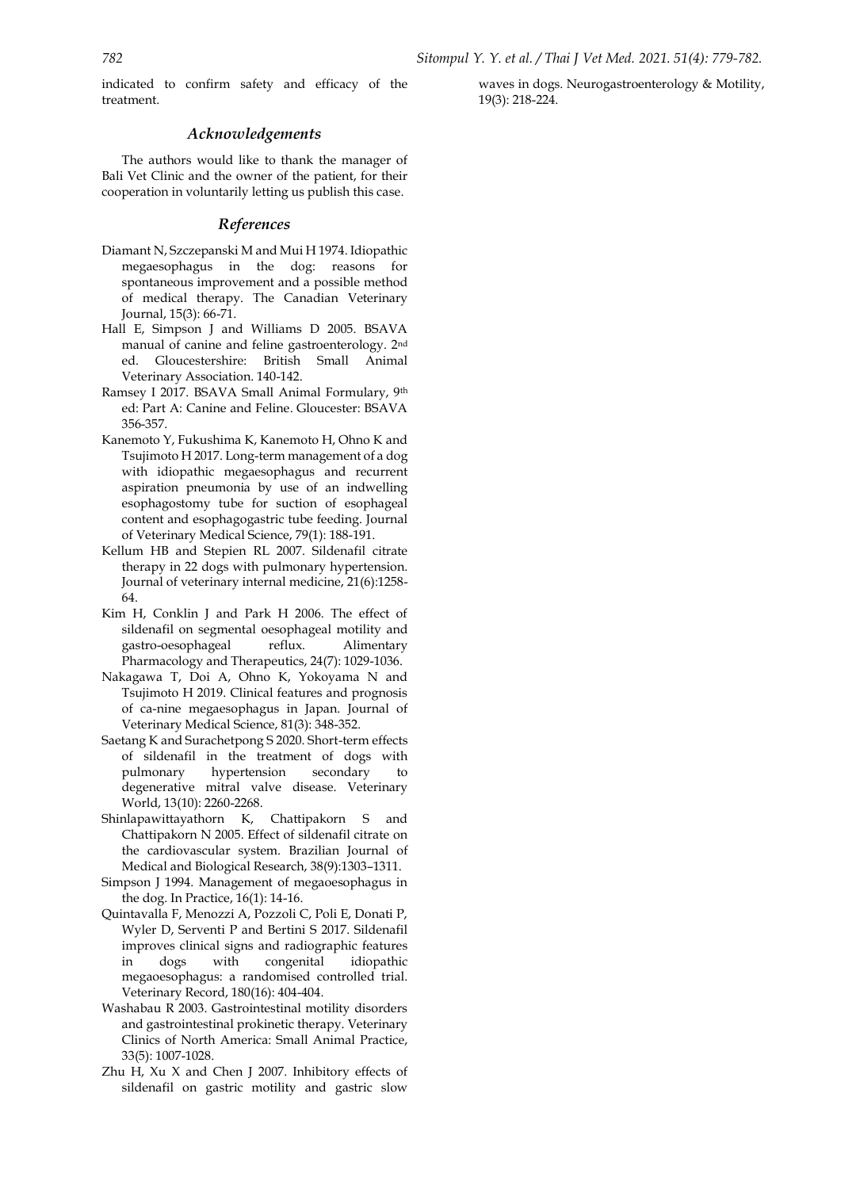indicated to confirm safety and efficacy of the treatment.

## *Acknowledgements*

The authors would like to thank the manager of Bali Vet Clinic and the owner of the patient, for their cooperation in voluntarily letting us publish this case.

## *References*

Diamant N, Szczepanski M and Mui H 1974. Idiopathic megaesophagus in the dog: reasons for spontaneous improvement and a possible method of medical therapy. The Canadian Veterinary Journal, 15(3): 66-71.

Hall E, Simpson J and Williams D 2005. BSAVA manual of canine and feline gastroenterology. 2nd ed. Gloucestershire: British Small Animal Veterinary Association. 140-142.

Ramsey I 2017. BSAVA Small Animal Formulary, 9th ed: Part A: Canine and Feline. Gloucester: BSAVA 356-357.

Kanemoto Y, Fukushima K, Kanemoto H, Ohno K and Tsujimoto H 2017. Long-term management of a dog with idiopathic megaesophagus and recurrent aspiration pneumonia by use of an indwelling esophagostomy tube for suction of esophageal content and esophagogastric tube feeding. Journal of Veterinary Medical Science, 79(1): 188-191.

Kellum HB and Stepien RL 2007. Sildenafil citrate therapy in 22 dogs with pulmonary hypertension. Journal of veterinary internal medicine, 21(6):1258-64.

Kim H, Conklin J and Park H 2006. The effect of sildenafil on segmental oesophageal motility and gastro-oesophageal reflux. Alimentary Pharmacology and Therapeutics, 24(7): 1029-1036.

Nakagawa T, Doi A, Ohno K, Yokoyama N and Tsujimoto H 2019. Clinical features and prognosis of ca-nine megaesophagus in Japan. Journal of Veterinary Medical Science, 81(3): 348-352.

Saetang K and Surachetpong S 2020. Short-term effects of sildenafil in the treatment of dogs with pulmonary hypertension secondary to degenerative mitral valve disease. Veterinary World, 13(10): 2260-2268.

Shinlapawittayathorn K, Chattipakorn S and Chattipakorn N 2005. Effect of sildenafil citrate on the cardiovascular system. Brazilian Journal of Medical and Biological Research, 38(9):1303–1311.

Simpson J 1994. Management of megaoesophagus in the dog. In Practice, 16(1): 14-16.

Quintavalla F, Menozzi A, Pozzoli C, Poli E, Donati P, Wyler D, Serventi P and Bertini S 2017. Sildenafil improves clinical signs and radiographic features in dogs with congenital idiopathic megaoesophagus: a randomised controlled trial. Veterinary Record, 180(16): 404-404.

Washabau R 2003. Gastrointestinal motility disorders and gastrointestinal prokinetic therapy. Veterinary Clinics of North America: Small Animal Practice, 33(5): 1007-1028.

Zhu H, Xu X and Chen J 2007. Inhibitory effects of sildenafil on gastric motility and gastric slow waves in dogs. Neurogastroenterology & Motility, 19(3): 218-224.